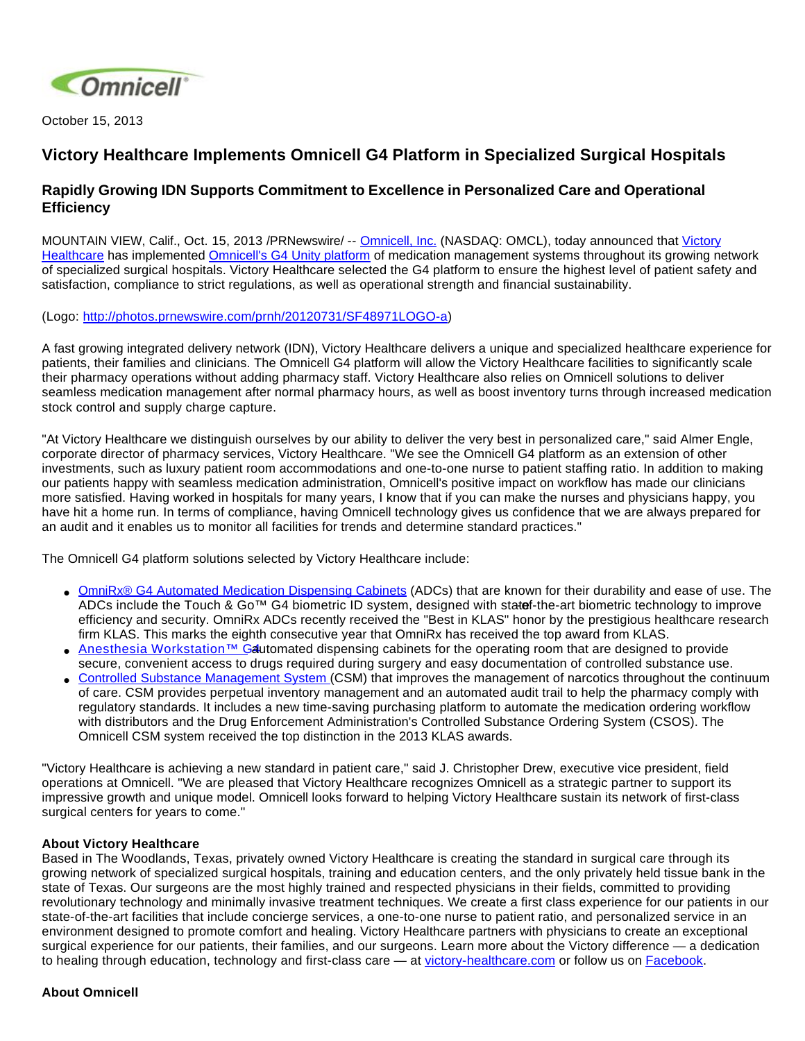October 15, 2013

# Victory Healthcare Implements Omnicell G4 Platform in Specialized Surgical Hospitals

## Rapidly Growing IDN Supports Commitment to Excellence in Personalized Care and Operational Efficiency

MOUNTAIN VIEW, Calif., Oct. 15, 2013 /PRNewswire/ -- Omnicell, Inc. (NASDAQ: OMCL), today announced that Victory Healthcare has implemented Omnicell's G4 Unity platform of medication management systems throughout its growing network of specialized surgical hospitals. Victory Healthcare selected the G4 platform to ensure the highest level of patient safety and satisfaction, compliance to strict regulations, as well as operational strength and financial sustainability.

(Logo: http://photos.prnewswire.com/prnh/20120731/SF48971LOGO-a)

A fast growing integrated delivery network (IDN), Victory Healthcare delivers a unique and specialized healthcare experience for patients, their families and clinicians. The Omnicell G4 platform will allow the Victory Healthcare facilities to significantly scale their pharmacy operations without adding pharmacy staff. Victory Healthcare also relies on Omnicell solutions to deliver seamless medication management after normal pharmacy hours, as well as boost inventory turns through increased medication stock control and supply charge capture.

"At Victory Healthcare we distinguish ourselves by our ability to deliver the very best in personalized care," said Almer Engle, corporate director of pharmacy services, Victory Healthcare. "We see the Omnicell G4 platform as an extension of other investments, such as luxury patient room accommodations and one-to-one nurse to patient staffing ratio. In addition to making our patients happy with seamless medication administration, Omnicell's positive impact on workflow has made our clinicians more satisfied. Having worked in hospitals for many years, I know that if you can make the nurses and physicians happy, you have hit a home run. In terms of compliance, having Omnicell technology gives us confidence that we are always prepared for an audit and it enables us to monitor all facilities for trends and determine standard practices."

The Omnicell G4 platform solutions selected by Victory Healthcare include:

- OmniRx® G4 Automated Medication Dispensing Cabinets (ADCs) that are known for their durability and ease of use. The ADCs include the Touch & Go™ G4 biometric ID system, designed with state-of-the-art biometric technology to improve efficiency and security. OmniRx ADCs recently received the "Best in KLAS" honor by the prestigious healthcare research firm KLAS. This marks the eighth consecutive year that OmniRx has received the top award from KLAS.
- Anesthesia Workstation™ G4 automated dispensing cabinets for the operating room that are designed to provide secure, convenient access to drugs required during surgery and easy documentation of controlled substance use.
- Controlled Substance Management System (CSM) that improves the management of narcotics throughout the continuum of care. CSM provides perpetual inventory management and an automated audit trail to help the pharmacy comply with regulatory standards. It includes a new time-saving purchasing platform to automate the medication ordering workflow with distributors and the Drug Enforcement Administration's Controlled Substance Ordering System (CSOS). The Omnicell CSM system received the top distinction in the 2013 KLAS awards.

"Victory Healthcare is achieving a new standard in patient care," said J. Christopher Drew, executive vice president, field operations at Omnicell. "We are pleased that Victory Healthcare recognizes Omnicell as a strategic partner to support its impressive growth and unique model. Omnicell looks forward to helping Victory Healthcare sustain its network of first-class surgical centers for years to come."

**About Victory Healthcare**

Based in The Woodlands, Texas, privately owned Victory Healthcare is creating the standard in surgical care through its growing network of specialized surgical hospitals, training and education centers, and the only privately held tissue bank in the state of Texas. Our surgeons are the most highly trained and respected physicians in their fields, committed to providing revolutionary technology and minimally invasive treatment techniques. We create a first class experience for our patients in our state-of-the-art facilities that include concierge services, a one-to-one nurse to patient ratio, and personalized service in an environment designed to promote comfort and healing. Victory Healthcare partners with physicians to create an exceptional surgical experience for our patients, their families, and our surgeons. Learn more about the Victory difference — a dedication to healing through education, technology and first-class care — at victory-healthcare.com or follow us on Facebook.

**About Omnicell**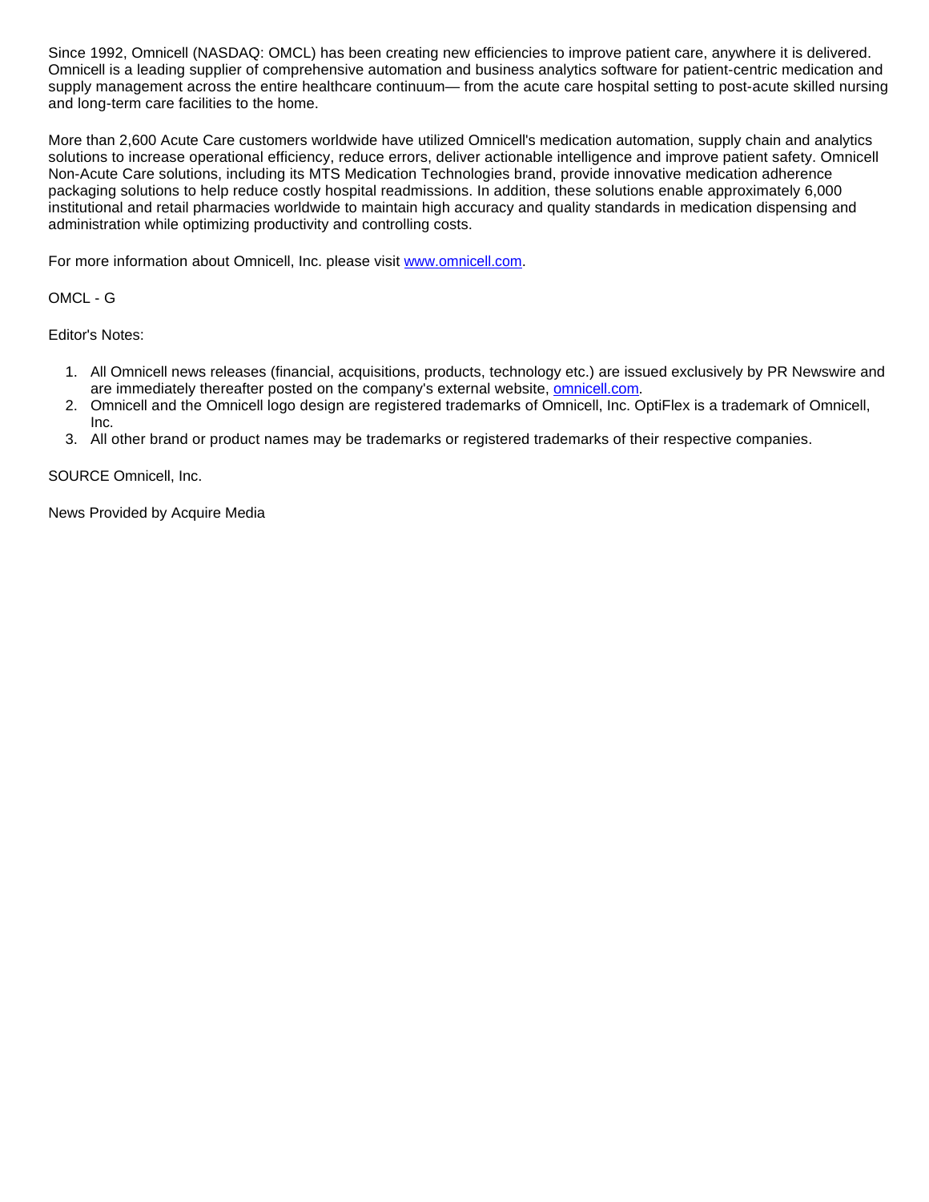Since 1992, Omnicell (NASDAQ: OMCL) has been creating new efficiencies to improve patient care, anywhere it is delivered. Omnicell is a leading supplier of comprehensive automation and business analytics software for patient-centric medication and supply management across the entire healthcare continuum— from the acute care hospital setting to post-acute skilled nursing and long-term care facilities to the home.

More than 2,600 Acute Care customers worldwide have utilized Omnicell's medication automation, supply chain and analytics solutions to increase operational efficiency, reduce errors, deliver actionable intelligence and improve patient safety. Omnicell Non-Acute Care solutions, including its MTS Medication Technologies brand, provide innovative medication adherence packaging solutions to help reduce costly hospital readmissions. In addition, these solutions enable approximately 6,000 institutional and retail pharmacies worldwide to maintain high accuracy and quality standards in medication dispensing and administration while optimizing productivity and controlling costs.

For more information about Omnicell, Inc. please visit [www.omnicell.com](http://www.omnicell.com).

OMCL - G

Editor's Notes:

1. All Omnicell news releases (financial, acquisitions, products, technology etc.) are issued exclusively by PR Newswire and are immediately thereafter posted on the company's external website, [omnicell.com](http://omnicell.com).
2. Omnicell and the Omnicell logo design are registered trademarks of Omnicell, Inc. OptiFlex is a trademark of Omnicell, Inc.
3. All other brand or product names may be trademarks or registered trademarks of their respective companies.

SOURCE Omnicell, Inc.

News Provided by Acquire Media